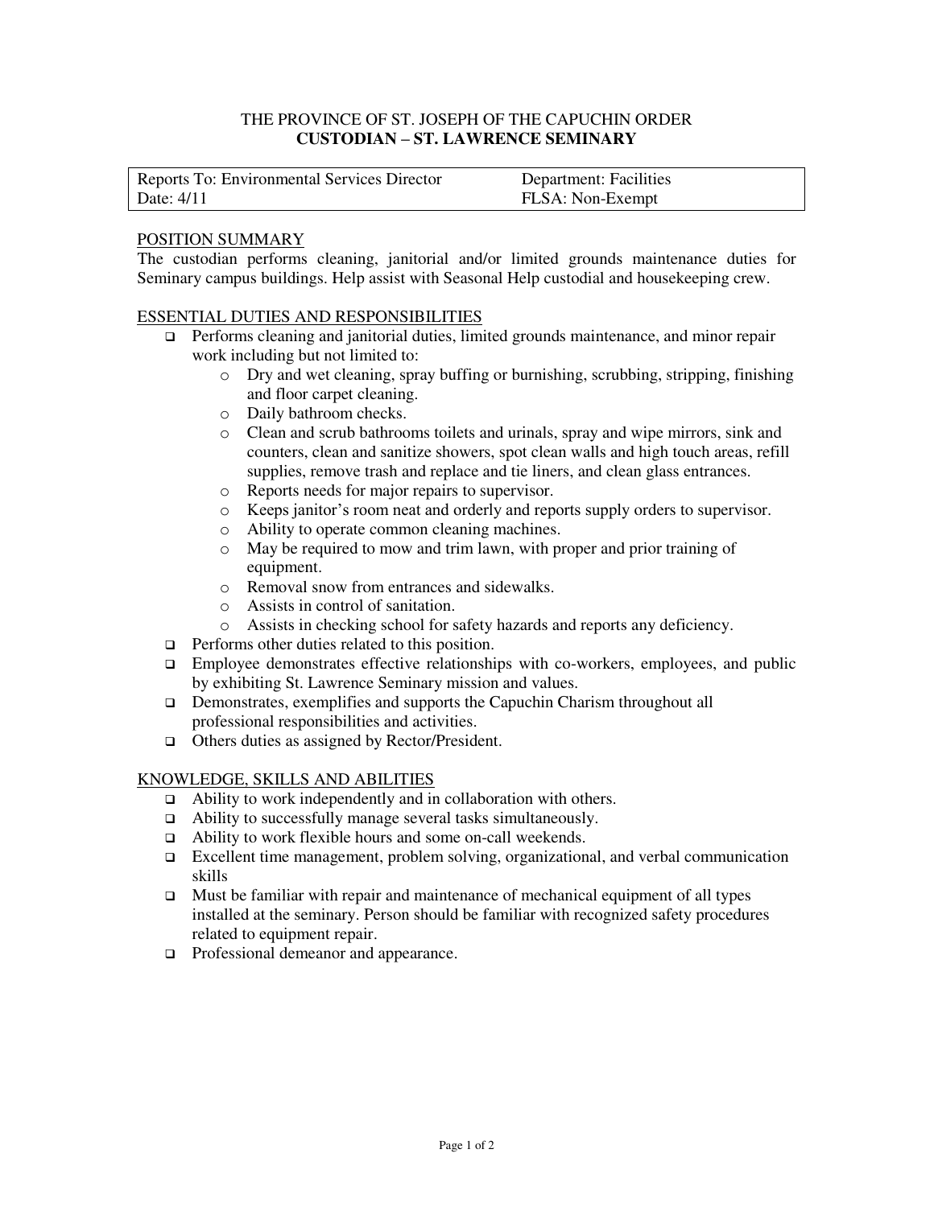THE PROVINCE OF ST. JOSEPH OF THE CAPUCHIN ORDER

**CUSTODIAN – ST. LAWRENCE SEMINARY**

| Reports To: Environmental Services Director | Department: Facilities |
| --- | --- |
| Date: 4/11 | FLSA: Non-Exempt |

## POSITION SUMMARY

The custodian performs cleaning, janitorial and/or limited grounds maintenance duties for Seminary campus buildings. Help assist with Seasonal Help custodial and housekeeping crew.

## ESSENTIAL DUTIES AND RESPONSIBILITIES

- Performs cleaning and janitorial duties, limited grounds maintenance, and minor repair work including but not limited to:
  - Dry and wet cleaning, spray buffing or burnishing, scrubbing, stripping, finishing and floor carpet cleaning.
  - Daily bathroom checks.
  - Clean and scrub bathrooms toilets and urinals, spray and wipe mirrors, sink and counters, clean and sanitize showers, spot clean walls and high touch areas, refill supplies, remove trash and replace and tie liners, and clean glass entrances.
  - Reports needs for major repairs to supervisor.
  - Keeps janitor's room neat and orderly and reports supply orders to supervisor.
  - Ability to operate common cleaning machines.
  - May be required to mow and trim lawn, with proper and prior training of equipment.
  - Removal snow from entrances and sidewalks.
  - Assists in control of sanitation.
  - Assists in checking school for safety hazards and reports any deficiency.
- Performs other duties related to this position.
- Employee demonstrates effective relationships with co-workers, employees, and public by exhibiting St. Lawrence Seminary mission and values.
- Demonstrates, exemplifies and supports the Capuchin Charism throughout all professional responsibilities and activities.
- Others duties as assigned by Rector/President.

## KNOWLEDGE, SKILLS AND ABILITIES

- Ability to work independently and in collaboration with others.
- Ability to successfully manage several tasks simultaneously.
- Ability to work flexible hours and some on-call weekends.
- Excellent time management, problem solving, organizational, and verbal communication skills
- Must be familiar with repair and maintenance of mechanical equipment of all types installed at the seminary. Person should be familiar with recognized safety procedures related to equipment repair.
- Professional demeanor and appearance.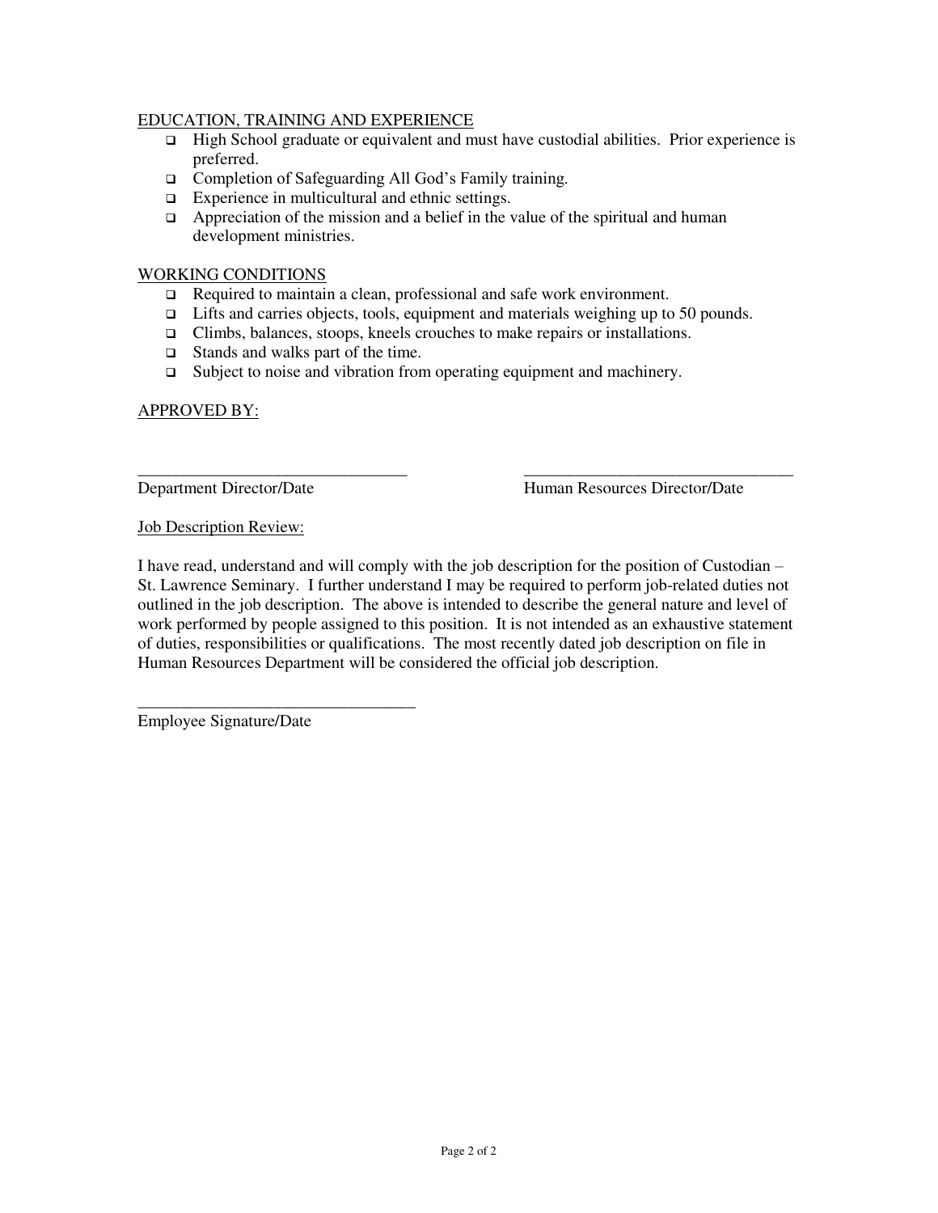EDUCATION, TRAINING AND EXPERIENCE

- High School graduate or equivalent and must have custodial abilities. Prior experience is preferred.
- Completion of Safeguarding All God's Family training.
- Experience in multicultural and ethnic settings.
- Appreciation of the mission and a belief in the value of the spiritual and human development ministries.

WORKING CONDITIONS

- Required to maintain a clean, professional and safe work environment.
- Lifts and carries objects, tools, equipment and materials weighing up to 50 pounds.
- Climbs, balances, stoops, kneels crouches to make repairs or installations.
- Stands and walks part of the time.
- Subject to noise and vibration from operating equipment and machinery.

APPROVED BY:

_______________________________ _______________________________

Department Director/Date Human Resources Director/Date

Job Description Review:

I have read, understand and will comply with the job description for the position of Custodian – St. Lawrence Seminary. I further understand I may be required to perform job-related duties not outlined in the job description. The above is intended to describe the general nature and level of work performed by people assigned to this position. It is not intended as an exhaustive statement of duties, responsibilities or qualifications. The most recently dated job description on file in Human Resources Department will be considered the official job description.

_______________________________

Employee Signature/Date